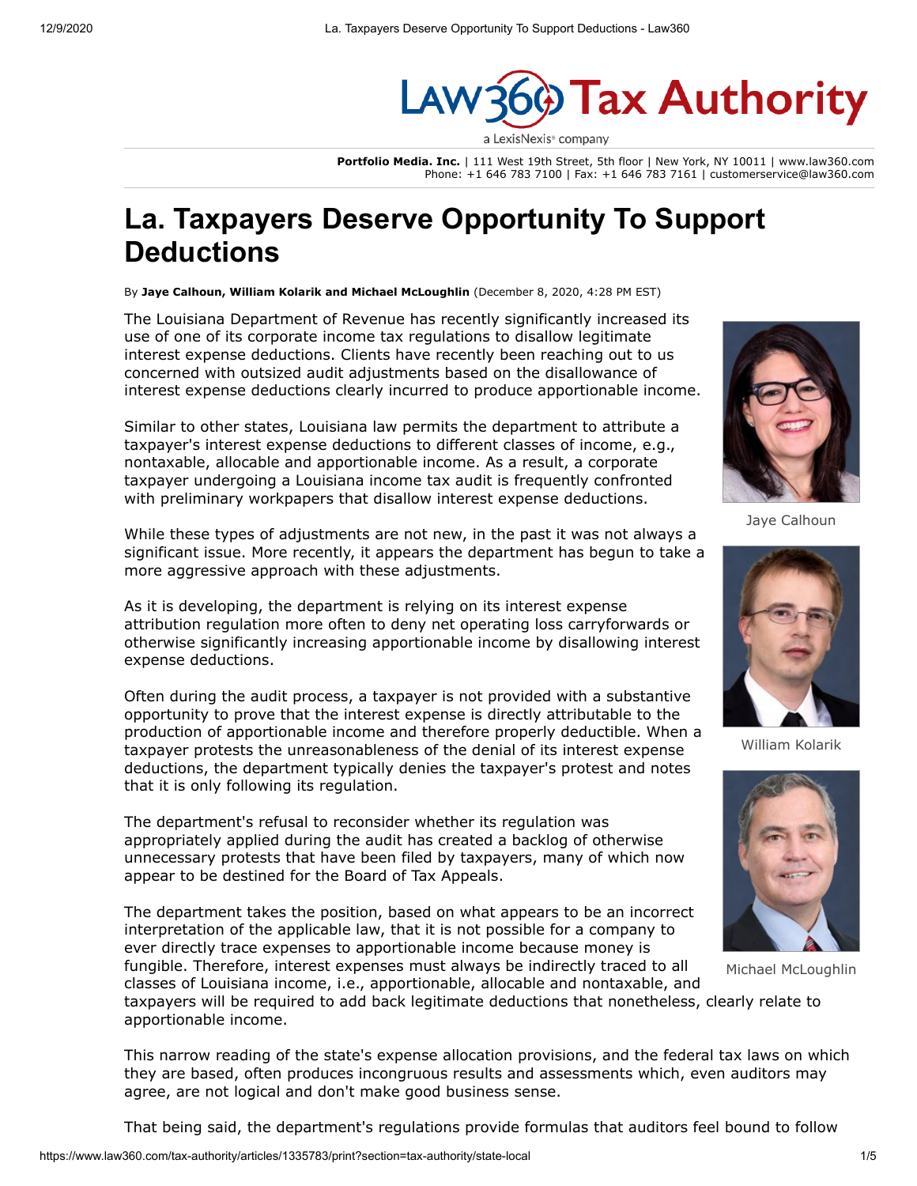Law360 Tax Authority

a LexisNexis® company

**Portfolio Media. Inc.** | 111 West 19th Street, 5th floor | New York, NY 10011 | www.law360.com
Phone: +1 646 783 7100 | Fax: +1 646 783 7161 | customerservice@law360.com

# La. Taxpayers Deserve Opportunity To Support Deductions

By **Jaye Calhoun, William Kolarik and Michael McLoughlin** (December 8, 2020, 4:28 PM EST)

The Louisiana Department of Revenue has recently significantly increased its use of one of its corporate income tax regulations to disallow legitimate interest expense deductions. Clients have recently been reaching out to us concerned with outsized audit adjustments based on the disallowance of interest expense deductions clearly incurred to produce apportionable income.

Similar to other states, Louisiana law permits the department to attribute a taxpayer's interest expense deductions to different classes of income, e.g., nontaxable, allocable and apportionable income. As a result, a corporate taxpayer undergoing a Louisiana income tax audit is frequently confronted with preliminary workpapers that disallow interest expense deductions.

Jaye Calhoun

While these types of adjustments are not new, in the past it was not always a significant issue. More recently, it appears the department has begun to take a more aggressive approach with these adjustments.

As it is developing, the department is relying on its interest expense attribution regulation more often to deny net operating loss carryforwards or otherwise significantly increasing apportionable income by disallowing interest expense deductions.

Often during the audit process, a taxpayer is not provided with a substantive opportunity to prove that the interest expense is directly attributable to the production of apportionable income and therefore properly deductible. When a taxpayer protests the unreasonableness of the denial of its interest expense deductions, the department typically denies the taxpayer's protest and notes that it is only following its regulation.

William Kolarik

The department's refusal to reconsider whether its regulation was appropriately applied during the audit has created a backlog of otherwise unnecessary protests that have been filed by taxpayers, many of which now appear to be destined for the Board of Tax Appeals.

The department takes the position, based on what appears to be an incorrect interpretation of the applicable law, that it is not possible for a company to ever directly trace expenses to apportionable income because money is fungible. Therefore, interest expenses must always be indirectly traced to all classes of Louisiana income, i.e., apportionable, allocable and nontaxable, and taxpayers will be required to add back legitimate deductions that nonetheless, clearly relate to apportionable income.

Michael McLoughlin

This narrow reading of the state's expense allocation provisions, and the federal tax laws on which they are based, often produces incongruous results and assessments which, even auditors may agree, are not logical and don't make good business sense.

That being said, the department's regulations provide formulas that auditors feel bound to follow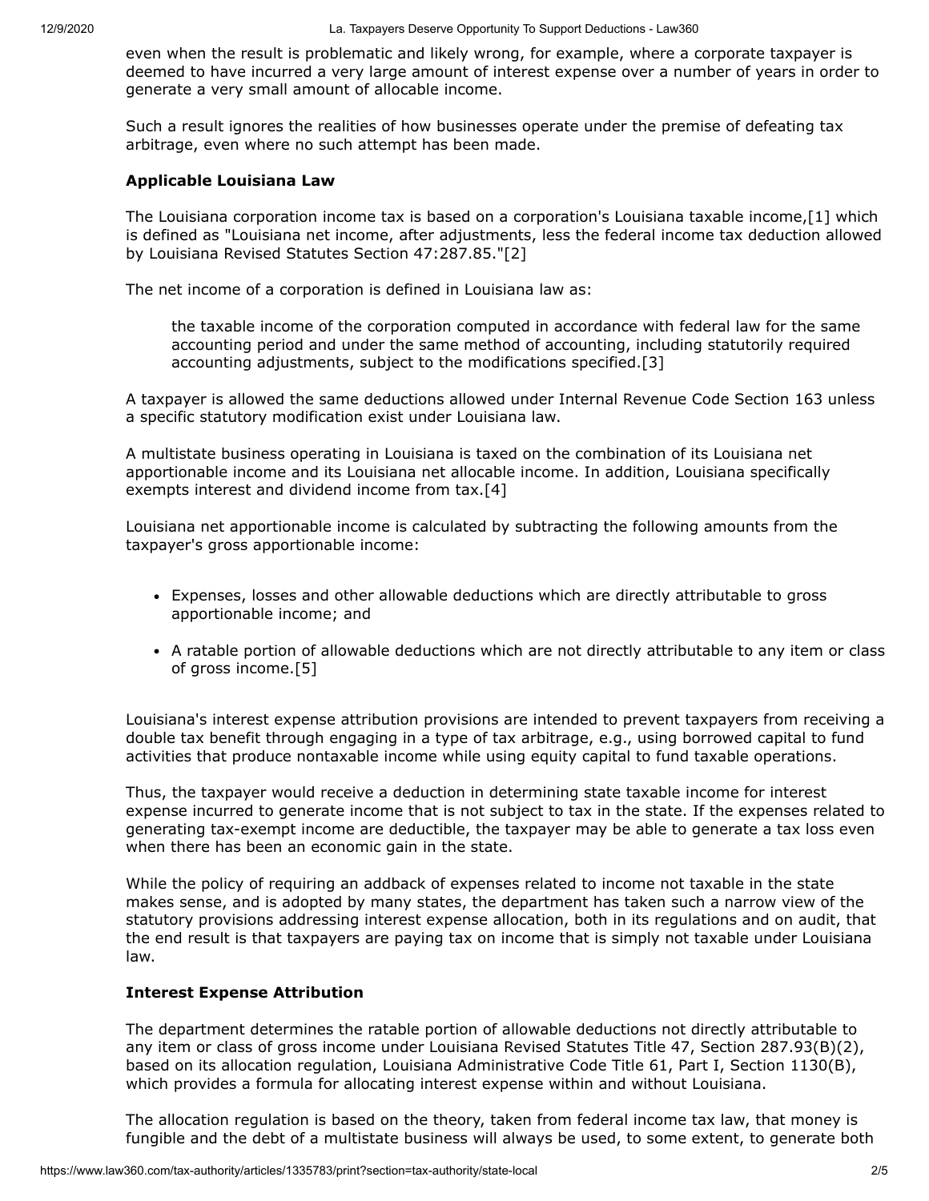even when the result is problematic and likely wrong, for example, where a corporate taxpayer is deemed to have incurred a very large amount of interest expense over a number of years in order to generate a very small amount of allocable income.

Such a result ignores the realities of how businesses operate under the premise of defeating tax arbitrage, even where no such attempt has been made.

### Applicable Louisiana Law

The Louisiana corporation income tax is based on a corporation's Louisiana taxable income,[1] which is defined as "Louisiana net income, after adjustments, less the federal income tax deduction allowed by Louisiana Revised Statutes Section 47:287.85."[2]

The net income of a corporation is defined in Louisiana law as:

> the taxable income of the corporation computed in accordance with federal law for the same accounting period and under the same method of accounting, including statutorily required accounting adjustments, subject to the modifications specified.[3]

A taxpayer is allowed the same deductions allowed under Internal Revenue Code Section 163 unless a specific statutory modification exist under Louisiana law.

A multistate business operating in Louisiana is taxed on the combination of its Louisiana net apportionable income and its Louisiana net allocable income. In addition, Louisiana specifically exempts interest and dividend income from tax.[4]

Louisiana net apportionable income is calculated by subtracting the following amounts from the taxpayer's gross apportionable income:

- Expenses, losses and other allowable deductions which are directly attributable to gross apportionable income; and
- A ratable portion of allowable deductions which are not directly attributable to any item or class of gross income.[5]

Louisiana's interest expense attribution provisions are intended to prevent taxpayers from receiving a double tax benefit through engaging in a type of tax arbitrage, e.g., using borrowed capital to fund activities that produce nontaxable income while using equity capital to fund taxable operations.

Thus, the taxpayer would receive a deduction in determining state taxable income for interest expense incurred to generate income that is not subject to tax in the state. If the expenses related to generating tax-exempt income are deductible, the taxpayer may be able to generate a tax loss even when there has been an economic gain in the state.

While the policy of requiring an addback of expenses related to income not taxable in the state makes sense, and is adopted by many states, the department has taken such a narrow view of the statutory provisions addressing interest expense allocation, both in its regulations and on audit, that the end result is that taxpayers are paying tax on income that is simply not taxable under Louisiana law.

### Interest Expense Attribution

The department determines the ratable portion of allowable deductions not directly attributable to any item or class of gross income under Louisiana Revised Statutes Title 47, Section 287.93(B)(2), based on its allocation regulation, Louisiana Administrative Code Title 61, Part I, Section 1130(B), which provides a formula for allocating interest expense within and without Louisiana.

The allocation regulation is based on the theory, taken from federal income tax law, that money is fungible and the debt of a multistate business will always be used, to some extent, to generate both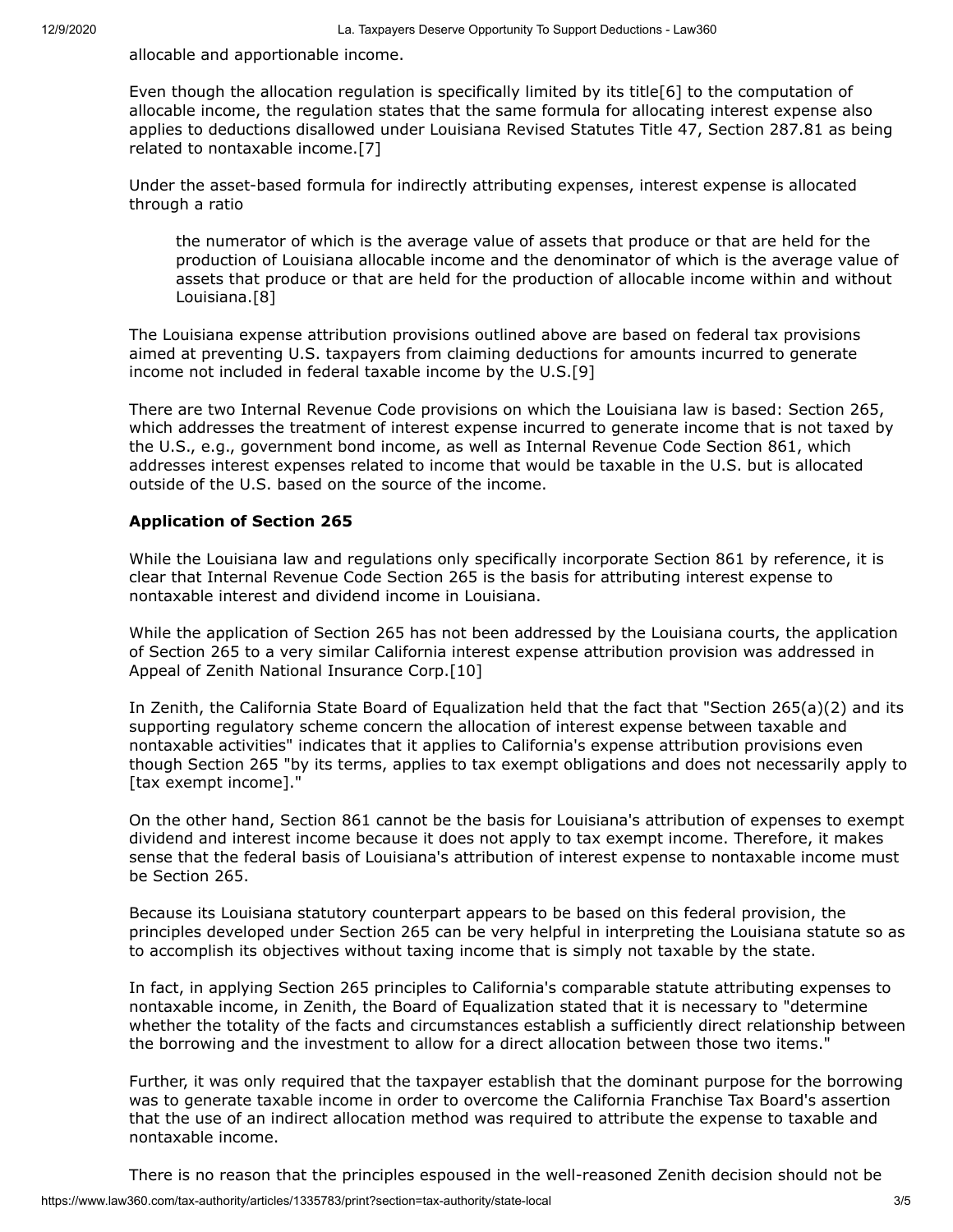allocable and apportionable income.

Even though the allocation regulation is specifically limited by its title[6] to the computation of allocable income, the regulation states that the same formula for allocating interest expense also applies to deductions disallowed under Louisiana Revised Statutes Title 47, Section 287.81 as being related to nontaxable income.[7]

Under the asset-based formula for indirectly attributing expenses, interest expense is allocated through a ratio

> the numerator of which is the average value of assets that produce or that are held for the production of Louisiana allocable income and the denominator of which is the average value of assets that produce or that are held for the production of allocable income within and without Louisiana.[8]

The Louisiana expense attribution provisions outlined above are based on federal tax provisions aimed at preventing U.S. taxpayers from claiming deductions for amounts incurred to generate income not included in federal taxable income by the U.S.[9]

There are two Internal Revenue Code provisions on which the Louisiana law is based: Section 265, which addresses the treatment of interest expense incurred to generate income that is not taxed by the U.S., e.g., government bond income, as well as Internal Revenue Code Section 861, which addresses interest expenses related to income that would be taxable in the U.S. but is allocated outside of the U.S. based on the source of the income.

**Application of Section 265**

While the Louisiana law and regulations only specifically incorporate Section 861 by reference, it is clear that Internal Revenue Code Section 265 is the basis for attributing interest expense to nontaxable interest and dividend income in Louisiana.

While the application of Section 265 has not been addressed by the Louisiana courts, the application of Section 265 to a very similar California interest expense attribution provision was addressed in Appeal of Zenith National Insurance Corp.[10]

In Zenith, the California State Board of Equalization held that the fact that "Section 265(a)(2) and its supporting regulatory scheme concern the allocation of interest expense between taxable and nontaxable activities" indicates that it applies to California's expense attribution provisions even though Section 265 "by its terms, applies to tax exempt obligations and does not necessarily apply to [tax exempt income]."

On the other hand, Section 861 cannot be the basis for Louisiana's attribution of expenses to exempt dividend and interest income because it does not apply to tax exempt income. Therefore, it makes sense that the federal basis of Louisiana's attribution of interest expense to nontaxable income must be Section 265.

Because its Louisiana statutory counterpart appears to be based on this federal provision, the principles developed under Section 265 can be very helpful in interpreting the Louisiana statute so as to accomplish its objectives without taxing income that is simply not taxable by the state.

In fact, in applying Section 265 principles to California's comparable statute attributing expenses to nontaxable income, in Zenith, the Board of Equalization stated that it is necessary to "determine whether the totality of the facts and circumstances establish a sufficiently direct relationship between the borrowing and the investment to allow for a direct allocation between those two items."

Further, it was only required that the taxpayer establish that the dominant purpose for the borrowing was to generate taxable income in order to overcome the California Franchise Tax Board's assertion that the use of an indirect allocation method was required to attribute the expense to taxable and nontaxable income.

There is no reason that the principles espoused in the well-reasoned Zenith decision should not be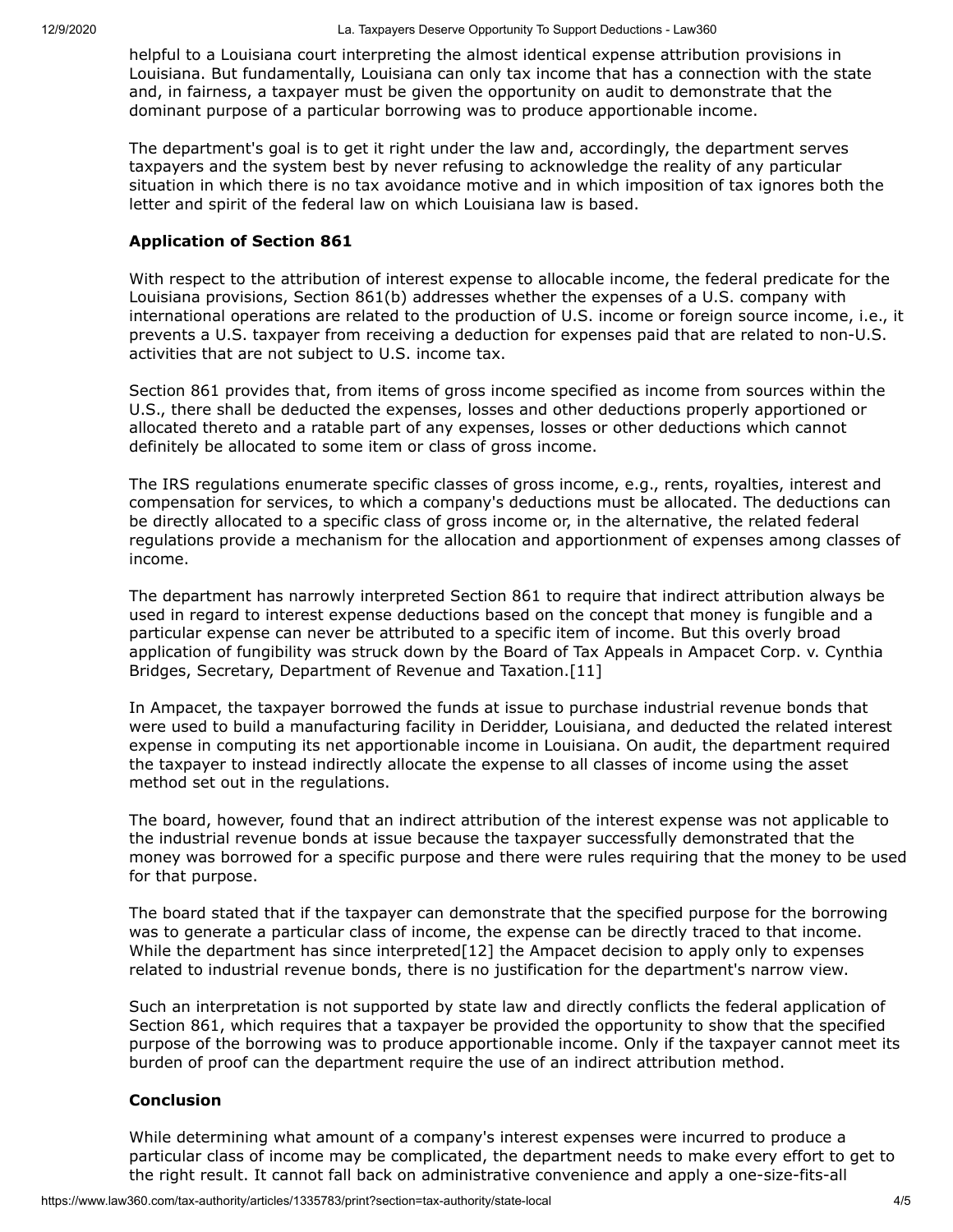helpful to a Louisiana court interpreting the almost identical expense attribution provisions in Louisiana. But fundamentally, Louisiana can only tax income that has a connection with the state and, in fairness, a taxpayer must be given the opportunity on audit to demonstrate that the dominant purpose of a particular borrowing was to produce apportionable income.

The department's goal is to get it right under the law and, accordingly, the department serves taxpayers and the system best by never refusing to acknowledge the reality of any particular situation in which there is no tax avoidance motive and in which imposition of tax ignores both the letter and spirit of the federal law on which Louisiana law is based.

**Application of Section 861**

With respect to the attribution of interest expense to allocable income, the federal predicate for the Louisiana provisions, Section 861(b) addresses whether the expenses of a U.S. company with international operations are related to the production of U.S. income or foreign source income, i.e., it prevents a U.S. taxpayer from receiving a deduction for expenses paid that are related to non-U.S. activities that are not subject to U.S. income tax.

Section 861 provides that, from items of gross income specified as income from sources within the U.S., there shall be deducted the expenses, losses and other deductions properly apportioned or allocated thereto and a ratable part of any expenses, losses or other deductions which cannot definitely be allocated to some item or class of gross income.

The IRS regulations enumerate specific classes of gross income, e.g., rents, royalties, interest and compensation for services, to which a company's deductions must be allocated. The deductions can be directly allocated to a specific class of gross income or, in the alternative, the related federal regulations provide a mechanism for the allocation and apportionment of expenses among classes of income.

The department has narrowly interpreted Section 861 to require that indirect attribution always be used in regard to interest expense deductions based on the concept that money is fungible and a particular expense can never be attributed to a specific item of income. But this overly broad application of fungibility was struck down by the Board of Tax Appeals in Ampacet Corp. v. Cynthia Bridges, Secretary, Department of Revenue and Taxation.[11]

In Ampacet, the taxpayer borrowed the funds at issue to purchase industrial revenue bonds that were used to build a manufacturing facility in Deridder, Louisiana, and deducted the related interest expense in computing its net apportionable income in Louisiana. On audit, the department required the taxpayer to instead indirectly allocate the expense to all classes of income using the asset method set out in the regulations.

The board, however, found that an indirect attribution of the interest expense was not applicable to the industrial revenue bonds at issue because the taxpayer successfully demonstrated that the money was borrowed for a specific purpose and there were rules requiring that the money to be used for that purpose.

The board stated that if the taxpayer can demonstrate that the specified purpose for the borrowing was to generate a particular class of income, the expense can be directly traced to that income. While the department has since interpreted[12] the Ampacet decision to apply only to expenses related to industrial revenue bonds, there is no justification for the department's narrow view.

Such an interpretation is not supported by state law and directly conflicts the federal application of Section 861, which requires that a taxpayer be provided the opportunity to show that the specified purpose of the borrowing was to produce apportionable income. Only if the taxpayer cannot meet its burden of proof can the department require the use of an indirect attribution method.

**Conclusion**

While determining what amount of a company's interest expenses were incurred to produce a particular class of income may be complicated, the department needs to make every effort to get to the right result. It cannot fall back on administrative convenience and apply a one-size-fits-all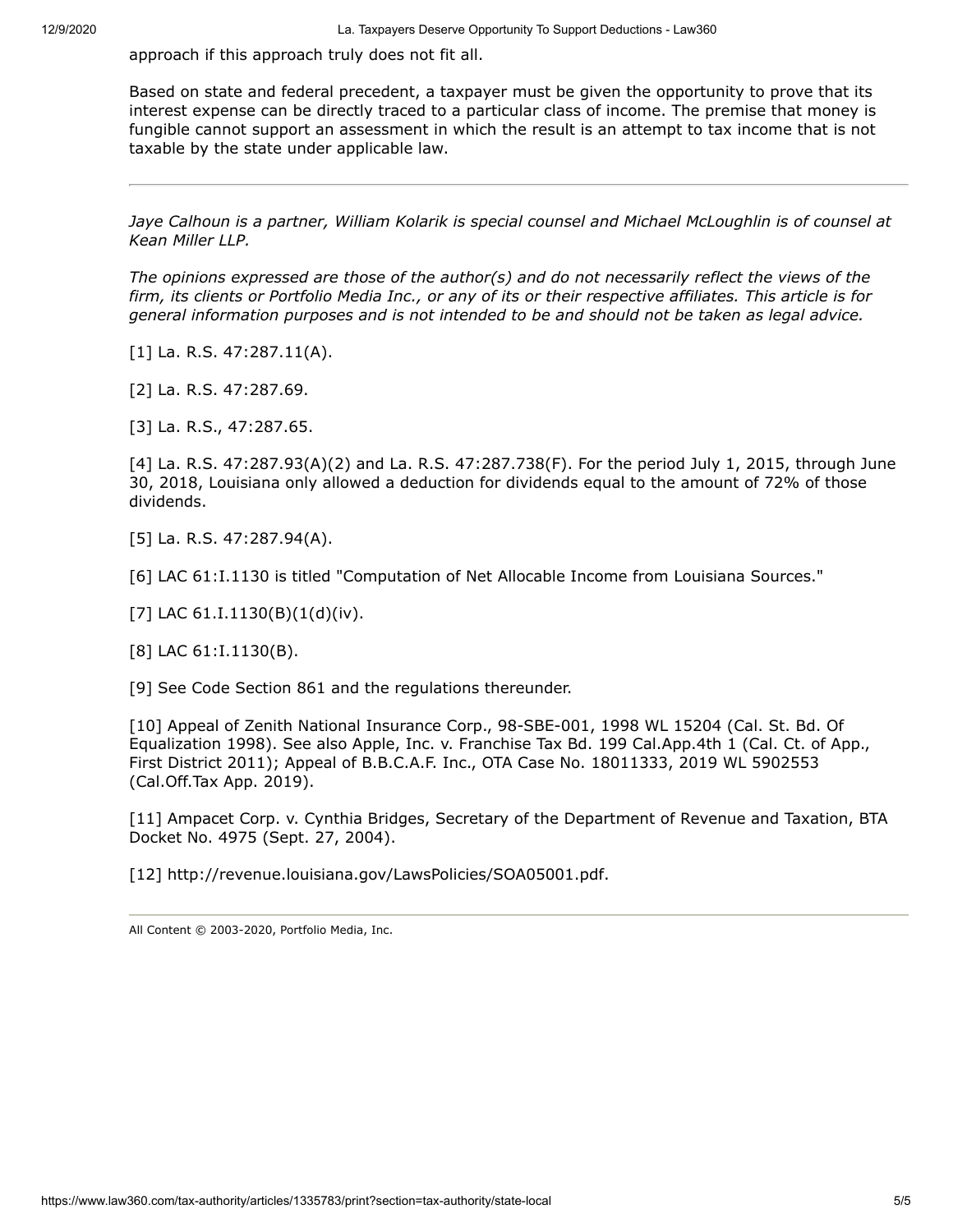approach if this approach truly does not fit all.

Based on state and federal precedent, a taxpayer must be given the opportunity to prove that its interest expense can be directly traced to a particular class of income. The premise that money is fungible cannot support an assessment in which the result is an attempt to tax income that is not taxable by the state under applicable law.

---

*Jaye Calhoun is a partner, William Kolarik is special counsel and Michael McLoughlin is of counsel at Kean Miller LLP.*

*The opinions expressed are those of the author(s) and do not necessarily reflect the views of the firm, its clients or Portfolio Media Inc., or any of its or their respective affiliates. This article is for general information purposes and is not intended to be and should not be taken as legal advice.*

[1] La. R.S. 47:287.11(A).

[2] La. R.S. 47:287.69.

[3] La. R.S., 47:287.65.

[4] La. R.S. 47:287.93(A)(2) and La. R.S. 47:287.738(F). For the period July 1, 2015, through June 30, 2018, Louisiana only allowed a deduction for dividends equal to the amount of 72% of those dividends.

[5] La. R.S. 47:287.94(A).

[6] LAC 61:I.1130 is titled "Computation of Net Allocable Income from Louisiana Sources."

[7] LAC 61.I.1130(B)(1(d)(iv).

[8] LAC 61:I.1130(B).

[9] See Code Section 861 and the regulations thereunder.

[10] Appeal of Zenith National Insurance Corp., 98-SBE-001, 1998 WL 15204 (Cal. St. Bd. Of Equalization 1998). See also Apple, Inc. v. Franchise Tax Bd. 199 Cal.App.4th 1 (Cal. Ct. of App., First District 2011); Appeal of B.B.C.A.F. Inc., OTA Case No. 18011333, 2019 WL 5902553 (Cal.Off.Tax App. 2019).

[11] Ampacet Corp. v. Cynthia Bridges, Secretary of the Department of Revenue and Taxation, BTA Docket No. 4975 (Sept. 27, 2004).

[12] http://revenue.louisiana.gov/LawsPolicies/SOA05001.pdf.

---

All Content © 2003-2020, Portfolio Media, Inc.